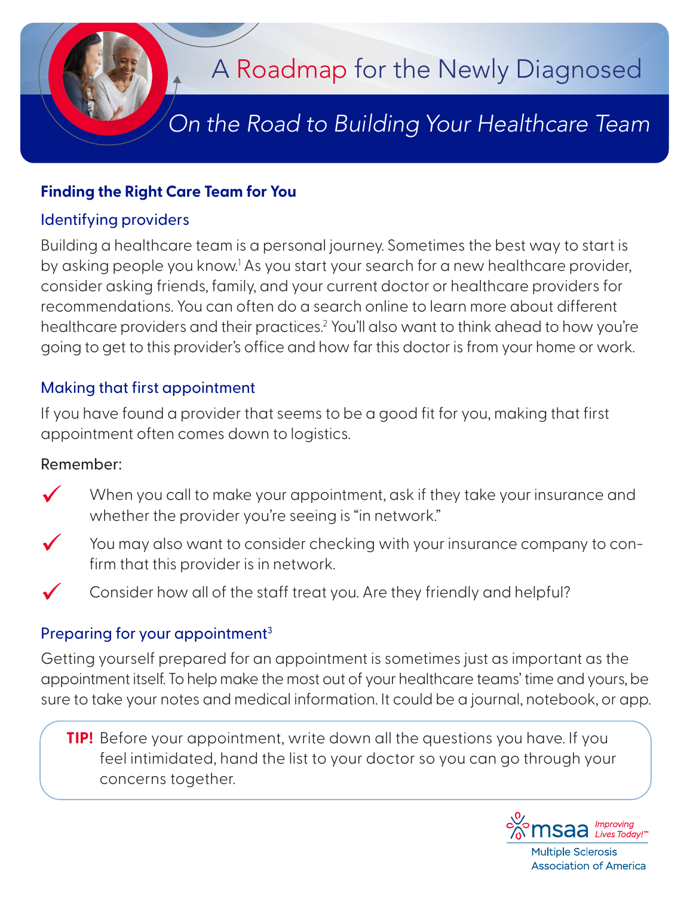# A Roadmap for the Newly Diagnosed

## *On the Road to Building Your Healthcare Team*

### Finding the Right Care Team for You

#### Identifying providers

Building a healthcare team is a personal journey. Sometimes the best way to start is by asking people you know.[1] As you start your search for a new healthcare provider, consider asking friends, family, and your current doctor or healthcare providers for recommendations. You can often do a search online to learn more about different healthcare providers and their practices.[2] You'll also want to think ahead to how you're going to get to this provider's office and how far this doctor is from your home or work.

#### Making that first appointment

If you have found a provider that seems to be a good fit for you, making that first appointment often comes down to logistics.

Remember:

- ✓ When you call to make your appointment, ask if they take your insurance and whether the provider you're seeing is "in network."
- ✓ You may also want to consider checking with your insurance company to confirm that this provider is in network.
- ✓ Consider how all of the staff treat you. Are they friendly and helpful?

#### Preparing for your appointment[3]

Getting yourself prepared for an appointment is sometimes just as important as the appointment itself. To help make the most out of your healthcare teams' time and yours, be sure to take your notes and medical information. It could be a journal, notebook, or app.

> **TIP!** Before your appointment, write down all the questions you have. If you feel intimidated, hand the list to your doctor so you can go through your concerns together.

msaa *Improving Lives Today!™*
Multiple Sclerosis Association of America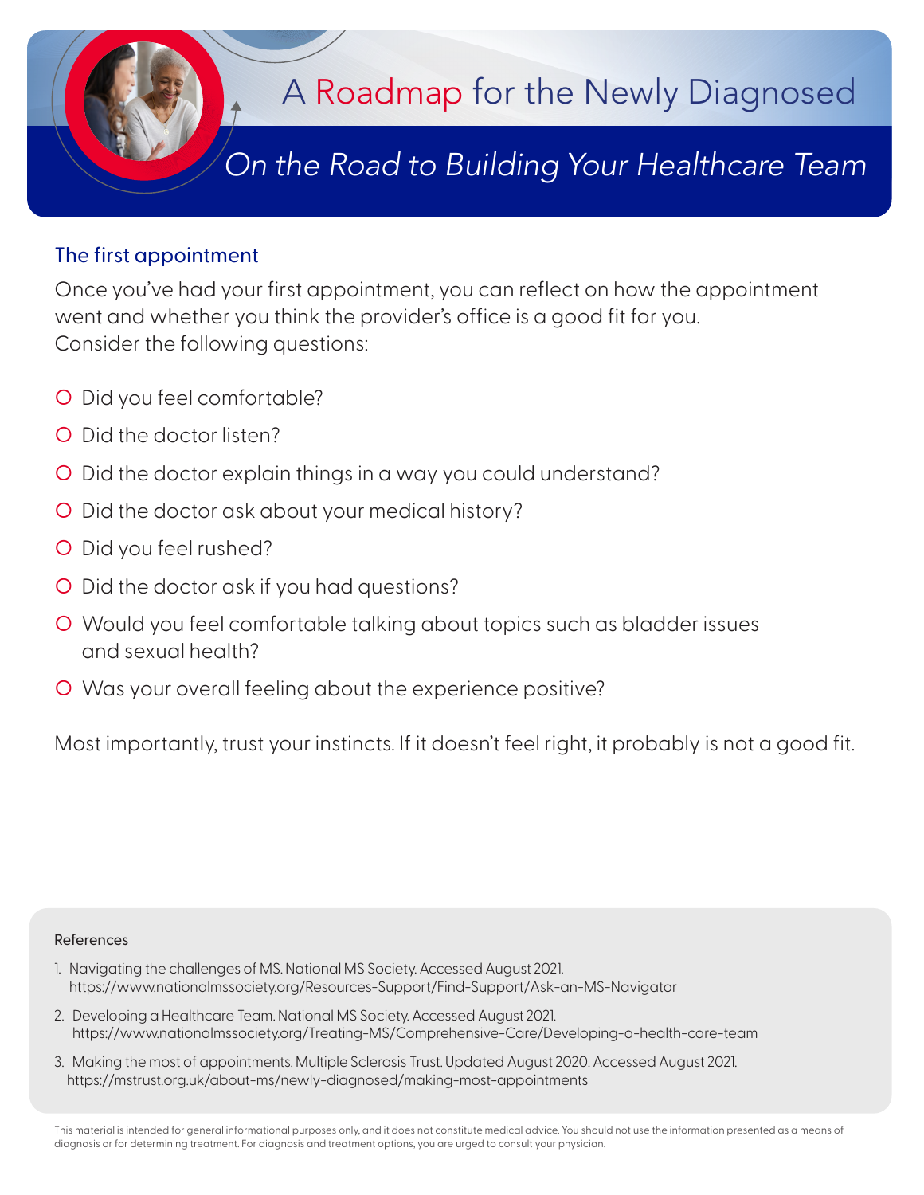# A Roadmap for the Newly Diagnosed

## *On the Road to Building Your Healthcare Team*

### The first appointment

Once you've had your first appointment, you can reflect on how the appointment went and whether you think the provider's office is a good fit for you. Consider the following questions:

- Did you feel comfortable?
- Did the doctor listen?
- Did the doctor explain things in a way you could understand?
- Did the doctor ask about your medical history?
- Did you feel rushed?
- Did the doctor ask if you had questions?
- Would you feel comfortable talking about topics such as bladder issues and sexual health?
- Was your overall feeling about the experience positive?

Most importantly, trust your instincts. If it doesn't feel right, it probably is not a good fit.

References

1. Navigating the challenges of MS. National MS Society. Accessed August 2021. https://www.nationalmssociety.org/Resources-Support/Find-Support/Ask-an-MS-Navigator
2. Developing a Healthcare Team. National MS Society. Accessed August 2021. https://www.nationalmssociety.org/Treating-MS/Comprehensive-Care/Developing-a-health-care-team
3. Making the most of appointments. Multiple Sclerosis Trust. Updated August 2020. Accessed August 2021. https://mstrust.org.uk/about-ms/newly-diagnosed/making-most-appointments

This material is intended for general informational purposes only, and it does not constitute medical advice. You should not use the information presented as a means of diagnosis or for determining treatment. For diagnosis and treatment options, you are urged to consult your physician.